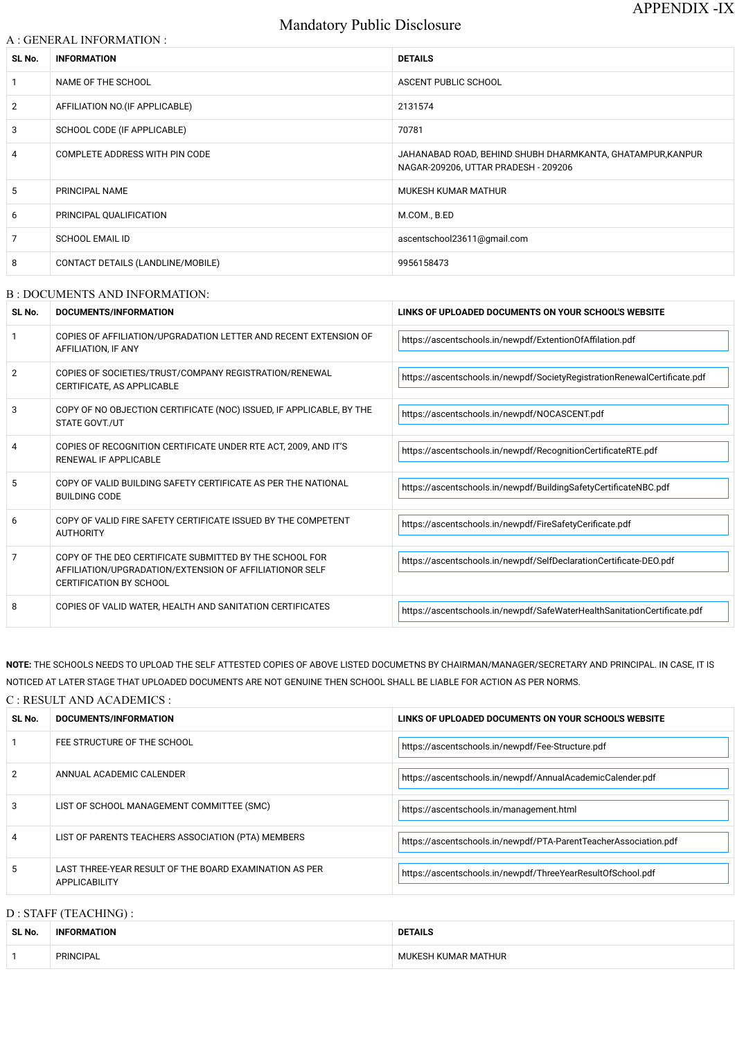APPENDIX -IX

# Mandatory Public Disclosure

## A : GENERAL INFORMATION :

| SL No. | INFORMATION | DETAILS |
|---|---|---|
| 1 | NAME OF THE SCHOOL | ASCENT PUBLIC SCHOOL |
| 2 | AFFILIATION NO.(IF APPLICABLE) | 2131574 |
| 3 | SCHOOL CODE (IF APPLICABLE) | 70781 |
| 4 | COMPLETE ADDRESS WITH PIN CODE | JAHANABAD ROAD, BEHIND SHUBH DHARMKANTA, GHATAMPUR,KANPUR NAGAR-209206, UTTAR PRADESH - 209206 |
| 5 | PRINCIPAL NAME | MUKESH KUMAR MATHUR |
| 6 | PRINCIPAL QUALIFICATION | M.COM., B.ED |
| 7 | SCHOOL EMAIL ID | ascentschool23611@gmail.com |
| 8 | CONTACT DETAILS (LANDLINE/MOBILE) | 9956158473 |

## B : DOCUMENTS AND INFORMATION:

| SL No. | DOCUMENTS/INFORMATION | LINKS OF UPLOADED DOCUMENTS ON YOUR SCHOOL'S WEBSITE |
|---|---|---|
| 1 | COPIES OF AFFILIATION/UPGRADATION LETTER AND RECENT EXTENSION OF AFFILIATION, IF ANY | https://ascentschools.in/newpdf/ExtentionOfAffilation.pdf |
| 2 | COPIES OF SOCIETIES/TRUST/COMPANY REGISTRATION/RENEWAL CERTIFICATE, AS APPLICABLE | https://ascentschools.in/newpdf/SocietyRegistrationRenewalCertificate.pdf |
| 3 | COPY OF NO OBJECTION CERTIFICATE (NOC) ISSUED, IF APPLICABLE, BY THE STATE GOVT./UT | https://ascentschools.in/newpdf/NOCASCENT.pdf |
| 4 | COPIES OF RECOGNITION CERTIFICATE UNDER RTE ACT, 2009, AND IT'S RENEWAL IF APPLICABLE | https://ascentschools.in/newpdf/RecognitionCertificateRTE.pdf |
| 5 | COPY OF VALID BUILDING SAFETY CERTIFICATE AS PER THE NATIONAL BUILDING CODE | https://ascentschools.in/newpdf/BuildingSafetyCertificateNBC.pdf |
| 6 | COPY OF VALID FIRE SAFETY CERTIFICATE ISSUED BY THE COMPETENT AUTHORITY | https://ascentschools.in/newpdf/FireSafetyCerificate.pdf |
| 7 | COPY OF THE DEO CERTIFICATE SUBMITTED BY THE SCHOOL FOR AFFILIATION/UPGRADATION/EXTENSION OF AFFILIATIONOR SELF CERTIFICATION BY SCHOOL | https://ascentschools.in/newpdf/SelfDeclarationCertificate-DEO.pdf |
| 8 | COPIES OF VALID WATER, HEALTH AND SANITATION CERTIFICATES | https://ascentschools.in/newpdf/SafeWaterHealthSanitationCertificate.pdf |

**NOTE:** THE SCHOOLS NEEDS TO UPLOAD THE SELF ATTESTED COPIES OF ABOVE LISTED DOCUMETNS BY CHAIRMAN/MANAGER/SECRETARY AND PRINCIPAL. IN CASE, IT IS NOTICED AT LATER STAGE THAT UPLOADED DOCUMENTS ARE NOT GENUINE THEN SCHOOL SHALL BE LIABLE FOR ACTION AS PER NORMS.

## C : RESULT AND ACADEMICS :

| SL No. | DOCUMENTS/INFORMATION | LINKS OF UPLOADED DOCUMENTS ON YOUR SCHOOL'S WEBSITE |
|---|---|---|
| 1 | FEE STRUCTURE OF THE SCHOOL | https://ascentschools.in/newpdf/Fee-Structure.pdf |
| 2 | ANNUAL ACADEMIC CALENDER | https://ascentschools.in/newpdf/AnnualAcademicCalender.pdf |
| 3 | LIST OF SCHOOL MANAGEMENT COMMITTEE (SMC) | https://ascentschools.in/management.html |
| 4 | LIST OF PARENTS TEACHERS ASSOCIATION (PTA) MEMBERS | https://ascentschools.in/newpdf/PTA-ParentTeacherAssociation.pdf |
| 5 | LAST THREE-YEAR RESULT OF THE BOARD EXAMINATION AS PER APPLICABILITY | https://ascentschools.in/newpdf/ThreeYearResultOfSchool.pdf |

## D : STAFF (TEACHING) :

| SL No. | INFORMATION | DETAILS |
|---|---|---|
| 1 | PRINCIPAL | MUKESH KUMAR MATHUR |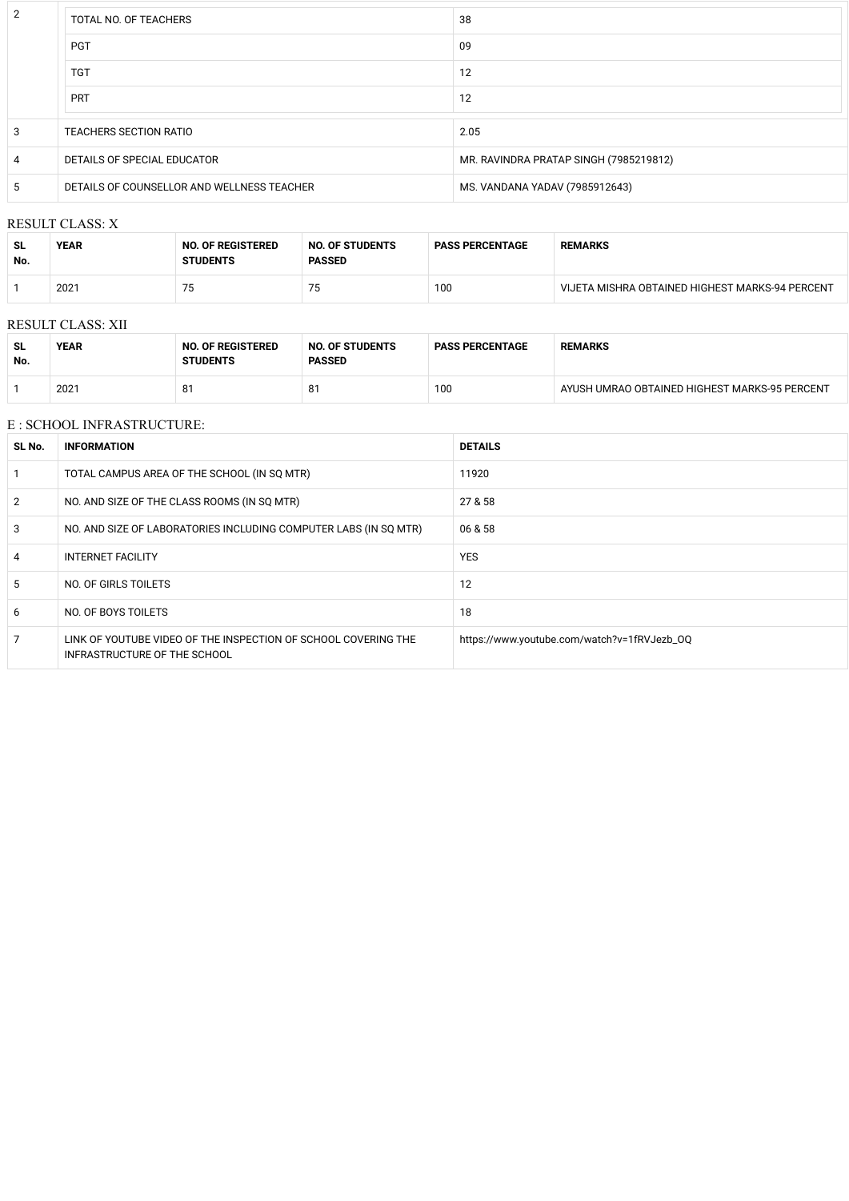| | | |
|---|---|---|
| 2 | TOTAL NO. OF TEACHERS | 38 |
| | PGT | 09 |
| | TGT | 12 |
| | PRT | 12 |
| 3 | TEACHERS SECTION RATIO | 2.05 |
| 4 | DETAILS OF SPECIAL EDUCATOR | MR. RAVINDRA PRATAP SINGH (7985219812) |
| 5 | DETAILS OF COUNSELLOR AND WELLNESS TEACHER | MS. VANDANA YADAV (7985912643) |

## RESULT CLASS: X

| SL No. | YEAR | NO. OF REGISTERED STUDENTS | NO. OF STUDENTS PASSED | PASS PERCENTAGE | REMARKS |
|---|---|---|---|---|---|
| 1 | 2021 | 75 | 75 | 100 | VIJETA MISHRA OBTAINED HIGHEST MARKS-94 PERCENT |

## RESULT CLASS: XII

| SL No. | YEAR | NO. OF REGISTERED STUDENTS | NO. OF STUDENTS PASSED | PASS PERCENTAGE | REMARKS |
|---|---|---|---|---|---|
| 1 | 2021 | 81 | 81 | 100 | AYUSH UMRAO OBTAINED HIGHEST MARKS-95 PERCENT |

## E : SCHOOL INFRASTRUCTURE:

| SL No. | INFORMATION | DETAILS |
|---|---|---|
| 1 | TOTAL CAMPUS AREA OF THE SCHOOL (IN SQ MTR) | 11920 |
| 2 | NO. AND SIZE OF THE CLASS ROOMS (IN SQ MTR) | 27 & 58 |
| 3 | NO. AND SIZE OF LABORATORIES INCLUDING COMPUTER LABS (IN SQ MTR) | 06 & 58 |
| 4 | INTERNET FACILITY | YES |
| 5 | NO. OF GIRLS TOILETS | 12 |
| 6 | NO. OF BOYS TOILETS | 18 |
| 7 | LINK OF YOUTUBE VIDEO OF THE INSPECTION OF SCHOOL COVERING THE INFRASTRUCTURE OF THE SCHOOL | https://www.youtube.com/watch?v=1fRVJezb_OQ |